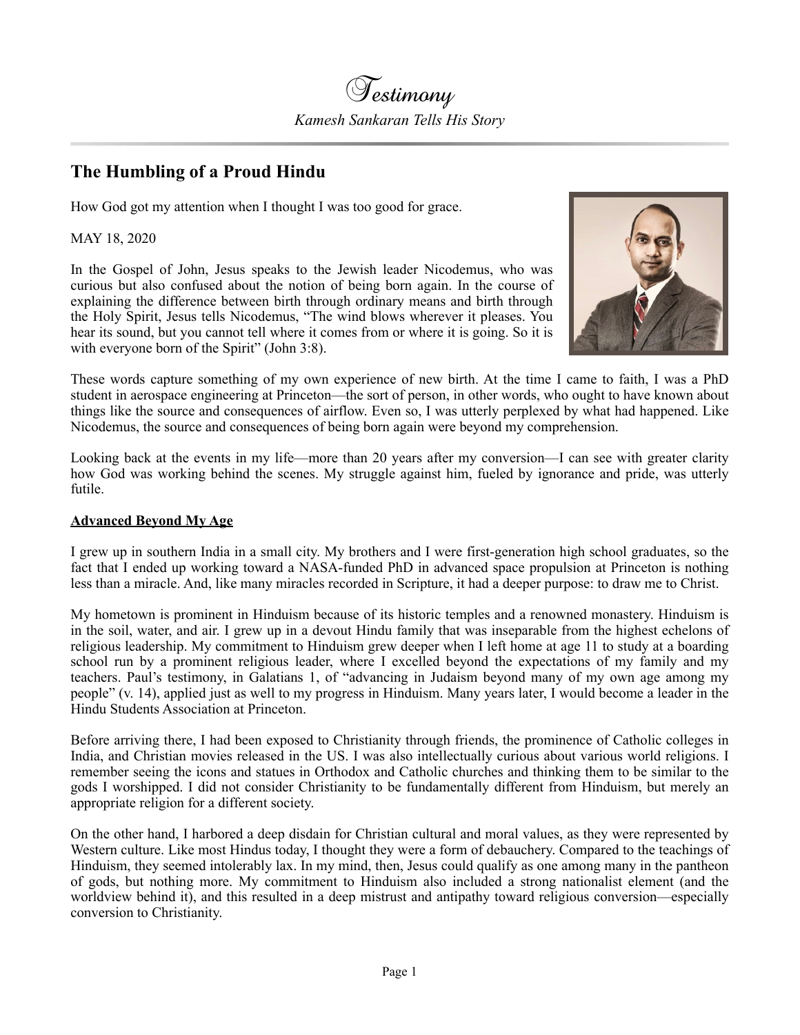# Testimony

*Kamesh Sankaran Tells His Story*

## The Humbling of a Proud Hindu

How God got my attention when I thought I was too good for grace.

MAY 18, 2020

In the Gospel of John, Jesus speaks to the Jewish leader Nicodemus, who was curious but also confused about the notion of being born again. In the course of explaining the difference between birth through ordinary means and birth through the Holy Spirit, Jesus tells Nicodemus, "The wind blows wherever it pleases. You hear its sound, but you cannot tell where it comes from or where it is going. So it is with everyone born of the Spirit" (John 3:8).

These words capture something of my own experience of new birth. At the time I came to faith, I was a PhD student in aerospace engineering at Princeton—the sort of person, in other words, who ought to have known about things like the source and consequences of airflow. Even so, I was utterly perplexed by what had happened. Like Nicodemus, the source and consequences of being born again were beyond my comprehension.

Looking back at the events in my life—more than 20 years after my conversion—I can see with greater clarity how God was working behind the scenes. My struggle against him, fueled by ignorance and pride, was utterly futile.

### Advanced Beyond My Age

I grew up in southern India in a small city. My brothers and I were first-generation high school graduates, so the fact that I ended up working toward a NASA-funded PhD in advanced space propulsion at Princeton is nothing less than a miracle. And, like many miracles recorded in Scripture, it had a deeper purpose: to draw me to Christ.

My hometown is prominent in Hinduism because of its historic temples and a renowned monastery. Hinduism is in the soil, water, and air. I grew up in a devout Hindu family that was inseparable from the highest echelons of religious leadership. My commitment to Hinduism grew deeper when I left home at age 11 to study at a boarding school run by a prominent religious leader, where I excelled beyond the expectations of my family and my teachers. Paul's testimony, in Galatians 1, of "advancing in Judaism beyond many of my own age among my people" (v. 14), applied just as well to my progress in Hinduism. Many years later, I would become a leader in the Hindu Students Association at Princeton.

Before arriving there, I had been exposed to Christianity through friends, the prominence of Catholic colleges in India, and Christian movies released in the US. I was also intellectually curious about various world religions. I remember seeing the icons and statues in Orthodox and Catholic churches and thinking them to be similar to the gods I worshipped. I did not consider Christianity to be fundamentally different from Hinduism, but merely an appropriate religion for a different society.

On the other hand, I harbored a deep disdain for Christian cultural and moral values, as they were represented by Western culture. Like most Hindus today, I thought they were a form of debauchery. Compared to the teachings of Hinduism, they seemed intolerably lax. In my mind, then, Jesus could qualify as one among many in the pantheon of gods, but nothing more. My commitment to Hinduism also included a strong nationalist element (and the worldview behind it), and this resulted in a deep mistrust and antipathy toward religious conversion—especially conversion to Christianity.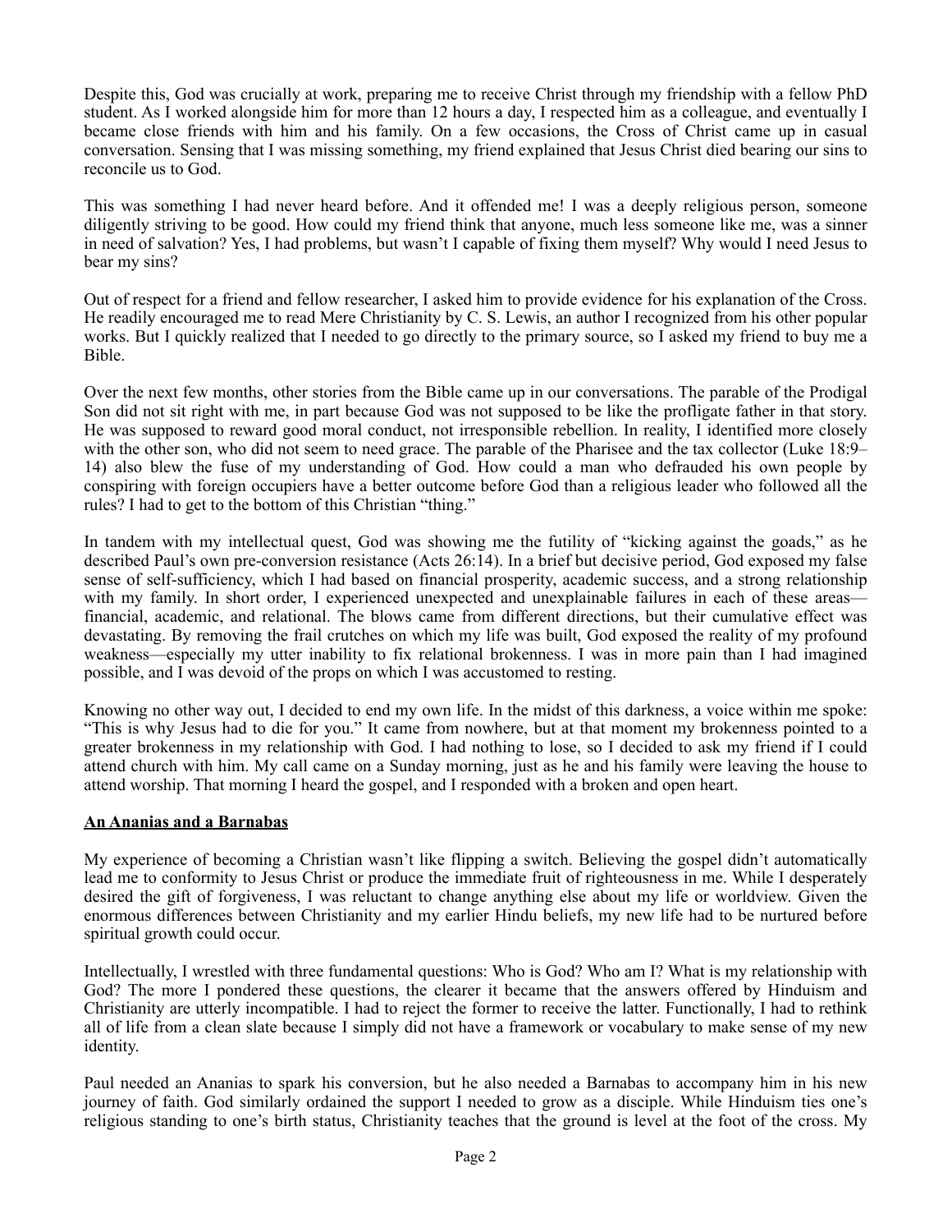Despite this, God was crucially at work, preparing me to receive Christ through my friendship with a fellow PhD student. As I worked alongside him for more than 12 hours a day, I respected him as a colleague, and eventually I became close friends with him and his family. On a few occasions, the Cross of Christ came up in casual conversation. Sensing that I was missing something, my friend explained that Jesus Christ died bearing our sins to reconcile us to God.

This was something I had never heard before. And it offended me! I was a deeply religious person, someone diligently striving to be good. How could my friend think that anyone, much less someone like me, was a sinner in need of salvation? Yes, I had problems, but wasn't I capable of fixing them myself? Why would I need Jesus to bear my sins?

Out of respect for a friend and fellow researcher, I asked him to provide evidence for his explanation of the Cross. He readily encouraged me to read Mere Christianity by C. S. Lewis, an author I recognized from his other popular works. But I quickly realized that I needed to go directly to the primary source, so I asked my friend to buy me a Bible.

Over the next few months, other stories from the Bible came up in our conversations. The parable of the Prodigal Son did not sit right with me, in part because God was not supposed to be like the profligate father in that story. He was supposed to reward good moral conduct, not irresponsible rebellion. In reality, I identified more closely with the other son, who did not seem to need grace. The parable of the Pharisee and the tax collector (Luke 18:9–14) also blew the fuse of my understanding of God. How could a man who defrauded his own people by conspiring with foreign occupiers have a better outcome before God than a religious leader who followed all the rules? I had to get to the bottom of this Christian "thing."

In tandem with my intellectual quest, God was showing me the futility of "kicking against the goads," as he described Paul's own pre-conversion resistance (Acts 26:14). In a brief but decisive period, God exposed my false sense of self-sufficiency, which I had based on financial prosperity, academic success, and a strong relationship with my family. In short order, I experienced unexpected and unexplainable failures in each of these areas—financial, academic, and relational. The blows came from different directions, but their cumulative effect was devastating. By removing the frail crutches on which my life was built, God exposed the reality of my profound weakness—especially my utter inability to fix relational brokenness. I was in more pain than I had imagined possible, and I was devoid of the props on which I was accustomed to resting.

Knowing no other way out, I decided to end my own life. In the midst of this darkness, a voice within me spoke: "This is why Jesus had to die for you." It came from nowhere, but at that moment my brokenness pointed to a greater brokenness in my relationship with God. I had nothing to lose, so I decided to ask my friend if I could attend church with him. My call came on a Sunday morning, just as he and his family were leaving the house to attend worship. That morning I heard the gospel, and I responded with a broken and open heart.

## An Ananias and a Barnabas

My experience of becoming a Christian wasn't like flipping a switch. Believing the gospel didn't automatically lead me to conformity to Jesus Christ or produce the immediate fruit of righteousness in me. While I desperately desired the gift of forgiveness, I was reluctant to change anything else about my life or worldview. Given the enormous differences between Christianity and my earlier Hindu beliefs, my new life had to be nurtured before spiritual growth could occur.

Intellectually, I wrestled with three fundamental questions: Who is God? Who am I? What is my relationship with God? The more I pondered these questions, the clearer it became that the answers offered by Hinduism and Christianity are utterly incompatible. I had to reject the former to receive the latter. Functionally, I had to rethink all of life from a clean slate because I simply did not have a framework or vocabulary to make sense of my new identity.

Paul needed an Ananias to spark his conversion, but he also needed a Barnabas to accompany him in his new journey of faith. God similarly ordained the support I needed to grow as a disciple. While Hinduism ties one's religious standing to one's birth status, Christianity teaches that the ground is level at the foot of the cross. My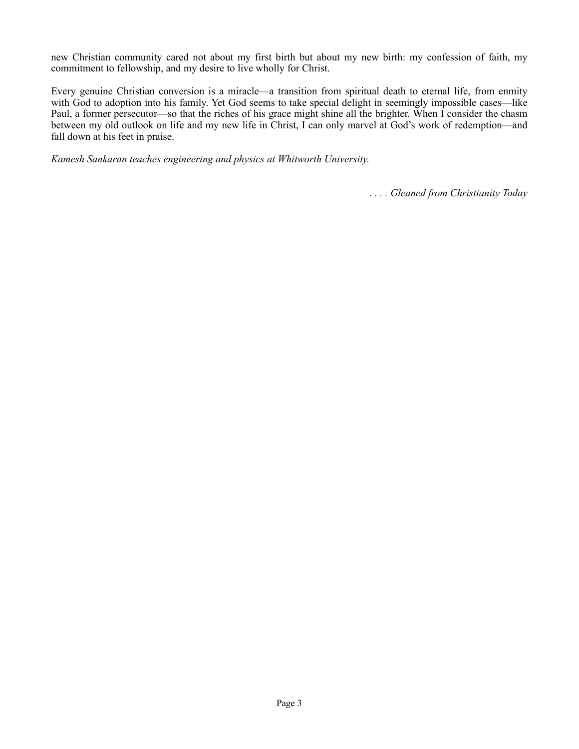new Christian community cared not about my first birth but about my new birth: my confession of faith, my commitment to fellowship, and my desire to live wholly for Christ.

Every genuine Christian conversion is a miracle—a transition from spiritual death to eternal life, from enmity with God to adoption into his family. Yet God seems to take special delight in seemingly impossible cases—like Paul, a former persecutor—so that the riches of his grace might shine all the brighter. When I consider the chasm between my old outlook on life and my new life in Christ, I can only marvel at God's work of redemption—and fall down at his feet in praise.

*Kamesh Sankaran teaches engineering and physics at Whitworth University.*

. . . . *Gleaned from Christianity Today*